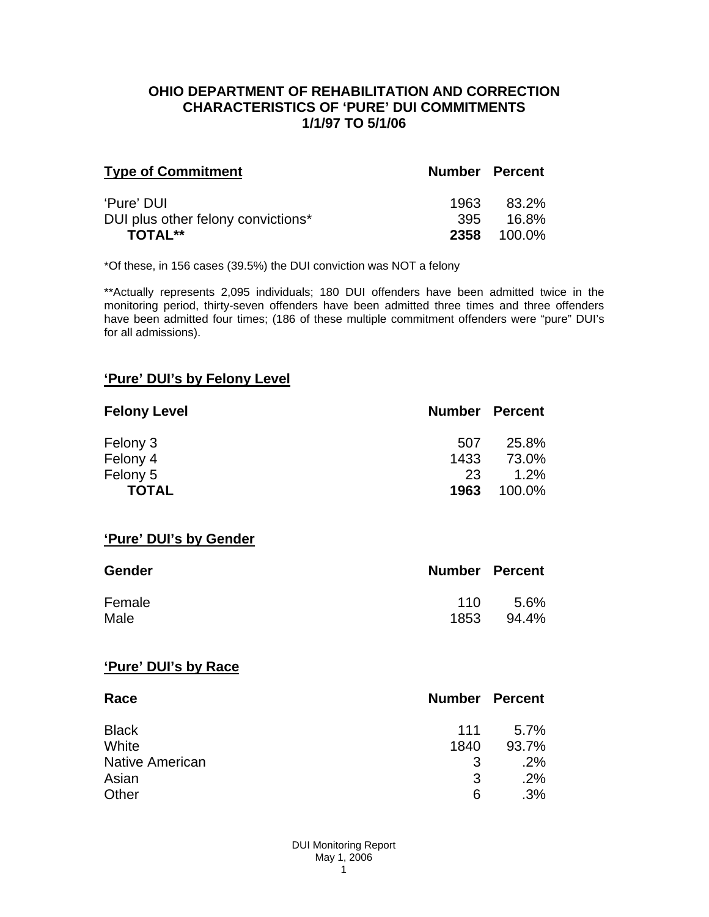# OHIO DEPARTMENT OF REHABILITATION AND CORRECTION
## CHARACTERISTICS OF 'PURE' DUI COMMITMENTS
## 1/1/97 TO 5/1/06

| Type of Commitment | Number | Percent |
|---|---|---|
| 'Pure' DUI | 1963 | 83.2% |
| DUI plus other felony convictions* | 395 | 16.8% |
| **TOTAL**** | **2358** | 100.0% |

*Of these, in 156 cases (39.5%) the DUI conviction was NOT a felony

**Actually represents 2,095 individuals; 180 DUI offenders have been admitted twice in the monitoring period, thirty-seven offenders have been admitted three times and three offenders have been admitted four times; (186 of these multiple commitment offenders were "pure" DUI's for all admissions).

## 'Pure' DUI's by Felony Level

| Felony Level | Number | Percent |
|---|---|---|
| Felony 3 | 507 | 25.8% |
| Felony 4 | 1433 | 73.0% |
| Felony 5 | 23 | 1.2% |
| **TOTAL** | **1963** | 100.0% |

## 'Pure' DUI's by Gender

| Gender | Number | Percent |
|---|---|---|
| Female | 110 | 5.6% |
| Male | 1853 | 94.4% |

## 'Pure' DUI's by Race

| Race | Number | Percent |
|---|---|---|
| Black | 111 | 5.7% |
| White | 1840 | 93.7% |
| Native American | 3 | .2% |
| Asian | 3 | .2% |
| Other | 6 | .3% |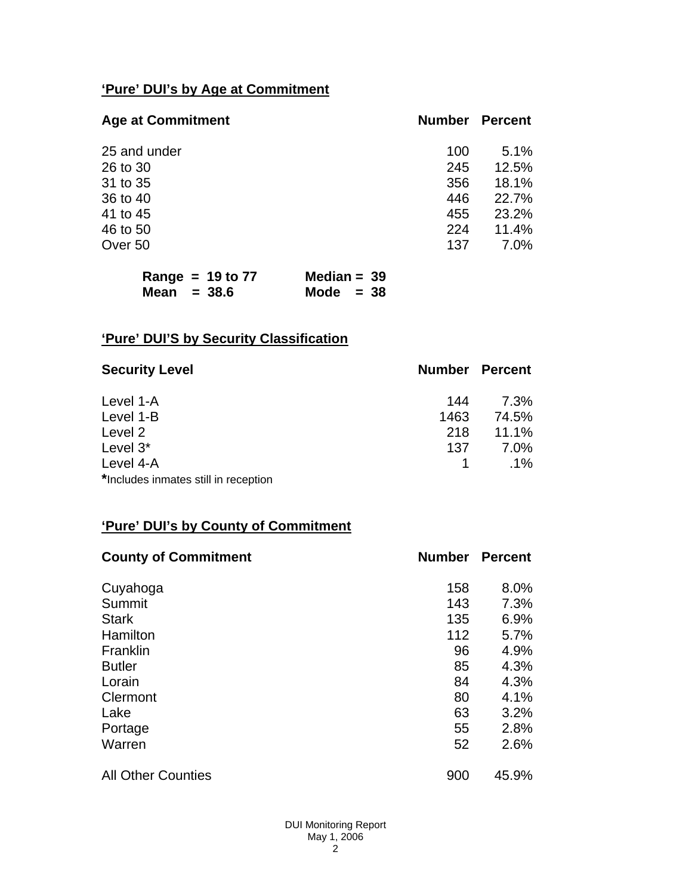## 'Pure' DUI's by Age at Commitment

| Age at Commitment | Number | Percent |
|---|---|---|
| 25 and under | 100 | 5.1% |
| 26 to 30 | 245 | 12.5% |
| 31 to 35 | 356 | 18.1% |
| 36 to 40 | 446 | 22.7% |
| 41 to 45 | 455 | 23.2% |
| 46 to 50 | 224 | 11.4% |
| Over 50 | 137 | 7.0% |

**Range = 19 to 77** **Median = 39**
**Mean = 38.6** **Mode = 38**

## 'Pure' DUI'S by Security Classification

| Security Level | Number | Percent |
|---|---|---|
| Level 1-A | 144 | 7.3% |
| Level 1-B | 1463 | 74.5% |
| Level 2 | 218 | 11.1% |
| Level 3* | 137 | 7.0% |
| Level 4-A | 1 | .1% |

***Includes inmates still in reception**

## 'Pure' DUI's by County of Commitment

| County of Commitment | Number | Percent |
|---|---|---|
| Cuyahoga | 158 | 8.0% |
| Summit | 143 | 7.3% |
| Stark | 135 | 6.9% |
| Hamilton | 112 | 5.7% |
| Franklin | 96 | 4.9% |
| Butler | 85 | 4.3% |
| Lorain | 84 | 4.3% |
| Clermont | 80 | 4.1% |
| Lake | 63 | 3.2% |
| Portage | 55 | 2.8% |
| Warren | 52 | 2.6% |
| All Other Counties | 900 | 45.9% |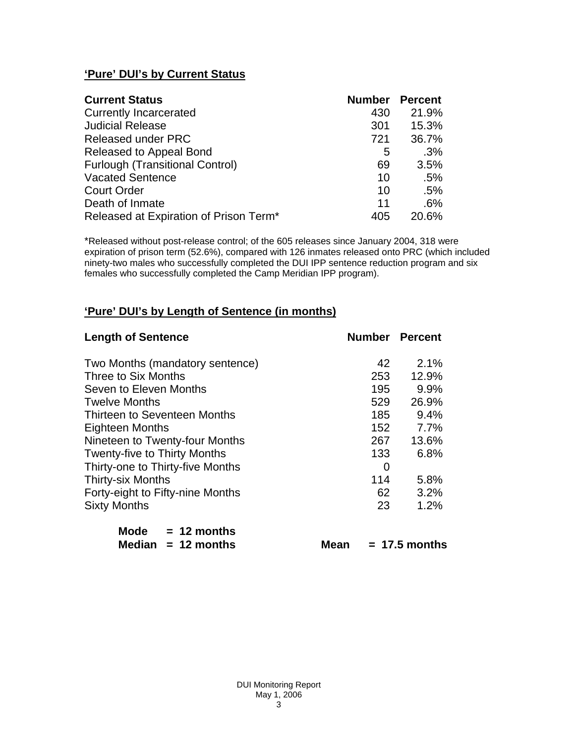## 'Pure' DUI's by Current Status

| Current Status | Number | Percent |
|---|---|---|
| Currently Incarcerated | 430 | 21.9% |
| Judicial Release | 301 | 15.3% |
| Released under PRC | 721 | 36.7% |
| Released to Appeal Bond | 5 | .3% |
| Furlough (Transitional Control) | 69 | 3.5% |
| Vacated Sentence | 10 | .5% |
| Court Order | 10 | .5% |
| Death of Inmate | 11 | .6% |
| Released at Expiration of Prison Term* | 405 | 20.6% |

*Released without post-release control; of the 605 releases since January 2004, 318 were expiration of prison term (52.6%), compared with 126 inmates released onto PRC (which included ninety-two males who successfully completed the DUI IPP sentence reduction program and six females who successfully completed the Camp Meridian IPP program).

## 'Pure' DUI's by Length of Sentence (in months)

| Length of Sentence | Number | Percent |
|---|---|---|
| Two Months (mandatory sentence) | 42 | 2.1% |
| Three to Six Months | 253 | 12.9% |
| Seven to Eleven Months | 195 | 9.9% |
| Twelve Months | 529 | 26.9% |
| Thirteen to Seventeen Months | 185 | 9.4% |
| Eighteen Months | 152 | 7.7% |
| Nineteen to Twenty-four Months | 267 | 13.6% |
| Twenty-five to Thirty Months | 133 | 6.8% |
| Thirty-one to Thirty-five Months | 0 | |
| Thirty-six Months | 114 | 5.8% |
| Forty-eight to Fifty-nine Months | 62 | 3.2% |
| Sixty Months | 23 | 1.2% |

**Mode = 12 months**
**Median = 12 months** **Mean = 17.5 months**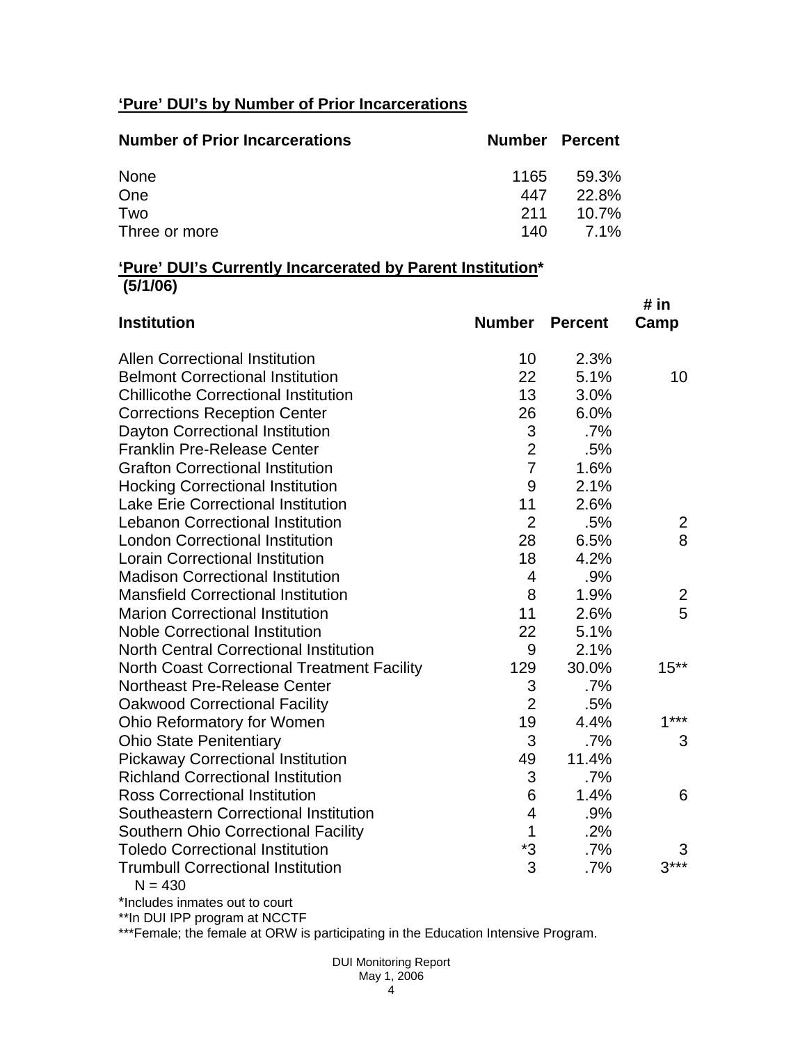**'Pure' DUI's by Number of Prior Incarcerations**

| Number of Prior Incarcerations | Number | Percent |
|---|---|---|
| None | 1165 | 59.3% |
| One | 447 | 22.8% |
| Two | 211 | 10.7% |
| Three or more | 140 | 7.1% |

**'Pure' DUI's Currently Incarcerated by Parent Institution\***
**(5/1/06)**

| Institution | Number | Percent | # in Camp |
|---|---|---|---|
| Allen Correctional Institution | 10 | 2.3% | |
| Belmont Correctional Institution | 22 | 5.1% | 10 |
| Chillicothe Correctional Institution | 13 | 3.0% | |
| Corrections Reception Center | 26 | 6.0% | |
| Dayton Correctional Institution | 3 | .7% | |
| Franklin Pre-Release Center | 2 | .5% | |
| Grafton Correctional Institution | 7 | 1.6% | |
| Hocking Correctional Institution | 9 | 2.1% | |
| Lake Erie Correctional Institution | 11 | 2.6% | |
| Lebanon Correctional Institution | 2 | .5% | 2 |
| London Correctional Institution | 28 | 6.5% | 8 |
| Lorain Correctional Institution | 18 | 4.2% | |
| Madison Correctional Institution | 4 | .9% | |
| Mansfield Correctional Institution | 8 | 1.9% | 2 |
| Marion Correctional Institution | 11 | 2.6% | 5 |
| Noble Correctional Institution | 22 | 5.1% | |
| North Central Correctional Institution | 9 | 2.1% | |
| North Coast Correctional Treatment Facility | 129 | 30.0% | 15** |
| Northeast Pre-Release Center | 3 | .7% | |
| Oakwood Correctional Facility | 2 | .5% | |
| Ohio Reformatory for Women | 19 | 4.4% | 1*** |
| Ohio State Penitentiary | 3 | .7% | 3 |
| Pickaway Correctional Institution | 49 | 11.4% | |
| Richland Correctional Institution | 3 | .7% | |
| Ross Correctional Institution | 6 | 1.4% | 6 |
| Southeastern Correctional Institution | 4 | .9% | |
| Southern Ohio Correctional Facility | 1 | .2% | |
| Toledo Correctional Institution | *3 | .7% | 3 |
| Trumbull Correctional Institution | 3 | .7% | 3*** |

N = 430

*Includes inmates out to court

**In DUI IPP program at NCCTF

***Female; the female at ORW is participating in the Education Intensive Program.

DUI Monitoring Report
May 1, 2006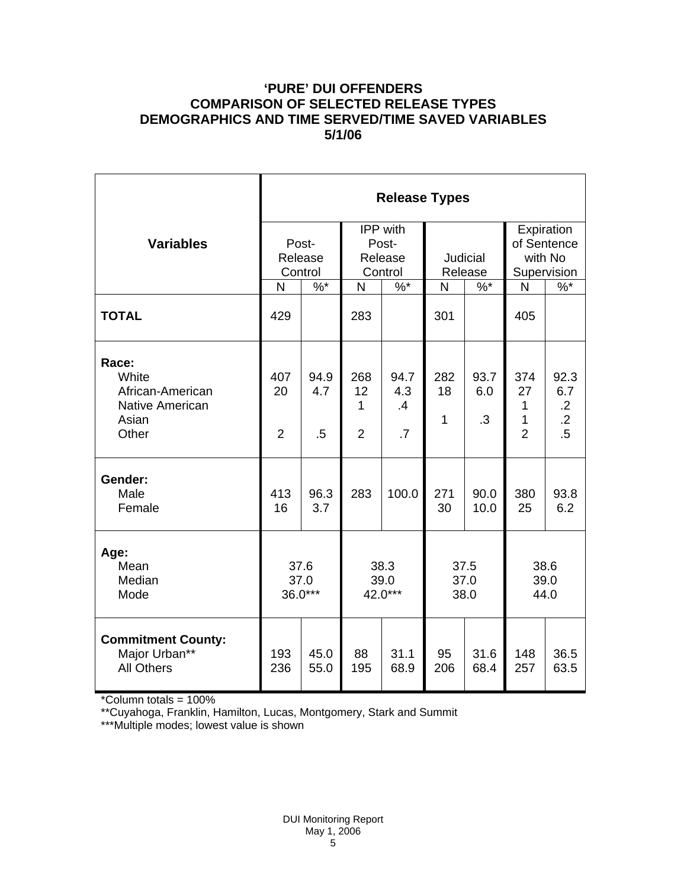# 'PURE' DUI OFFENDERS
# COMPARISON OF SELECTED RELEASE TYPES
# DEMOGRAPHICS AND TIME SERVED/TIME SAVED VARIABLES
# 5/1/06

| Variables | Release Types | | | | | | | |
|---|---|---|---|---|---|---|---|---|
| | Post-Release Control | | IPP with Post-Release Control | | Judicial Release | | Expiration of Sentence with No Supervision | |
| | N | %* | N | %* | N | %* | N | %* |
| **TOTAL** | 429 | | 283 | | 301 | | 405 | |
| **Race:** | | | | | | | | |
| White | 407 | 94.9 | 268 | 94.7 | 282 | 93.7 | 374 | 92.3 |
| African-American | 20 | 4.7 | 12 | 4.3 | 18 | 6.0 | 27 | 6.7 |
| Native American | | | 1 | .4 | | | 1 | .2 |
| Asian | | | | | 1 | .3 | 1 | .2 |
| Other | 2 | .5 | 2 | .7 | | | 2 | .5 |
| **Gender:** | | | | | | | | |
| Male | 413 | 96.3 | 283 | 100.0 | 271 | 90.0 | 380 | 93.8 |
| Female | 16 | 3.7 | | | 30 | 10.0 | 25 | 6.2 |
| **Age:** | | | | | | | | |
| Mean | 37.6 | | 38.3 | | 37.5 | | 38.6 | |
| Median | 37.0 | | 39.0 | | 37.0 | | 39.0 | |
| Mode | 36.0*** | | 42.0*** | | 38.0 | | 44.0 | |
| **Commitment County:** | | | | | | | | |
| Major Urban** | 193 | 45.0 | 88 | 31.1 | 95 | 31.6 | 148 | 36.5 |
| All Others | 236 | 55.0 | 195 | 68.9 | 206 | 68.4 | 257 | 63.5 |

*Column totals = 100%

**Cuyahoga, Franklin, Hamilton, Lucas, Montgomery, Stark and Summit

***Multiple modes; lowest value is shown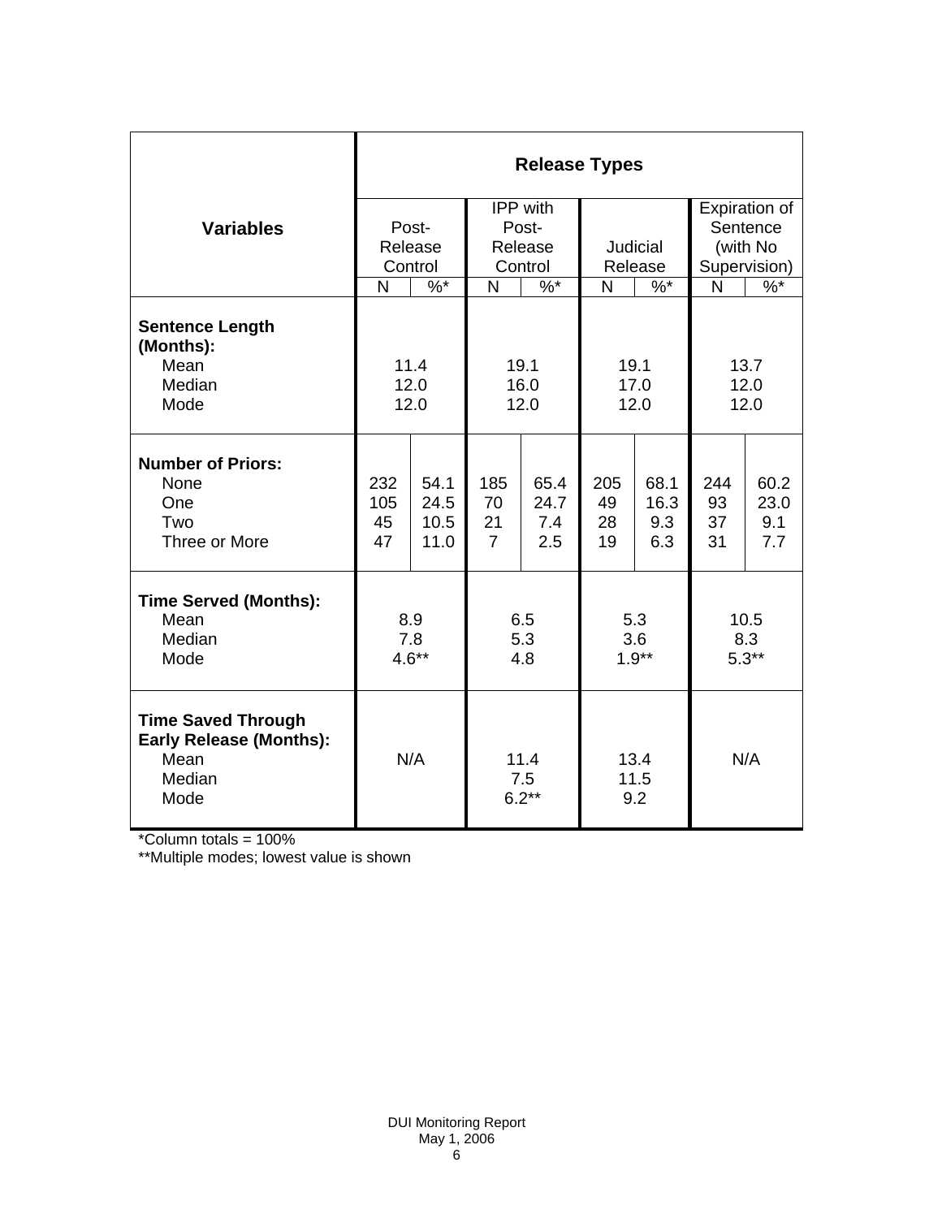| Variables | Release Types | | | | | | | |
|---|---|---|---|---|---|---|---|---|
| | Post-Release Control | | IPP with Post-Release Control | | Judicial Release | | Expiration of Sentence (with No Supervision) | |
| | N | %* | N | %* | N | %* | N | %* |
| **Sentence Length (Months):** | | | | | | | | |
| Mean | 11.4 | | 19.1 | | 19.1 | | 13.7 | |
| Median | 12.0 | | 16.0 | | 17.0 | | 12.0 | |
| Mode | 12.0 | | 12.0 | | 12.0 | | 12.0 | |
| **Number of Priors:** | | | | | | | | |
| None | 232 | 54.1 | 185 | 65.4 | 205 | 68.1 | 244 | 60.2 |
| One | 105 | 24.5 | 70 | 24.7 | 49 | 16.3 | 93 | 23.0 |
| Two | 45 | 10.5 | 21 | 7.4 | 28 | 9.3 | 37 | 9.1 |
| Three or More | 47 | 11.0 | 7 | 2.5 | 19 | 6.3 | 31 | 7.7 |
| **Time Served (Months):** | | | | | | | | |
| Mean | 8.9 | | 6.5 | | 5.3 | | 10.5 | |
| Median | 7.8 | | 5.3 | | 3.6 | | 8.3 | |
| Mode | 4.6** | | 4.8 | | 1.9** | | 5.3** | |
| **Time Saved Through Early Release (Months):** | | | | | | | | |
| Mean | N/A | | 11.4 | | 13.4 | | N/A | |
| Median | | | 7.5 | | 11.5 | | | |
| Mode | | | 6.2** | | 9.2 | | | |

*Column totals = 100%

**Multiple modes; lowest value is shown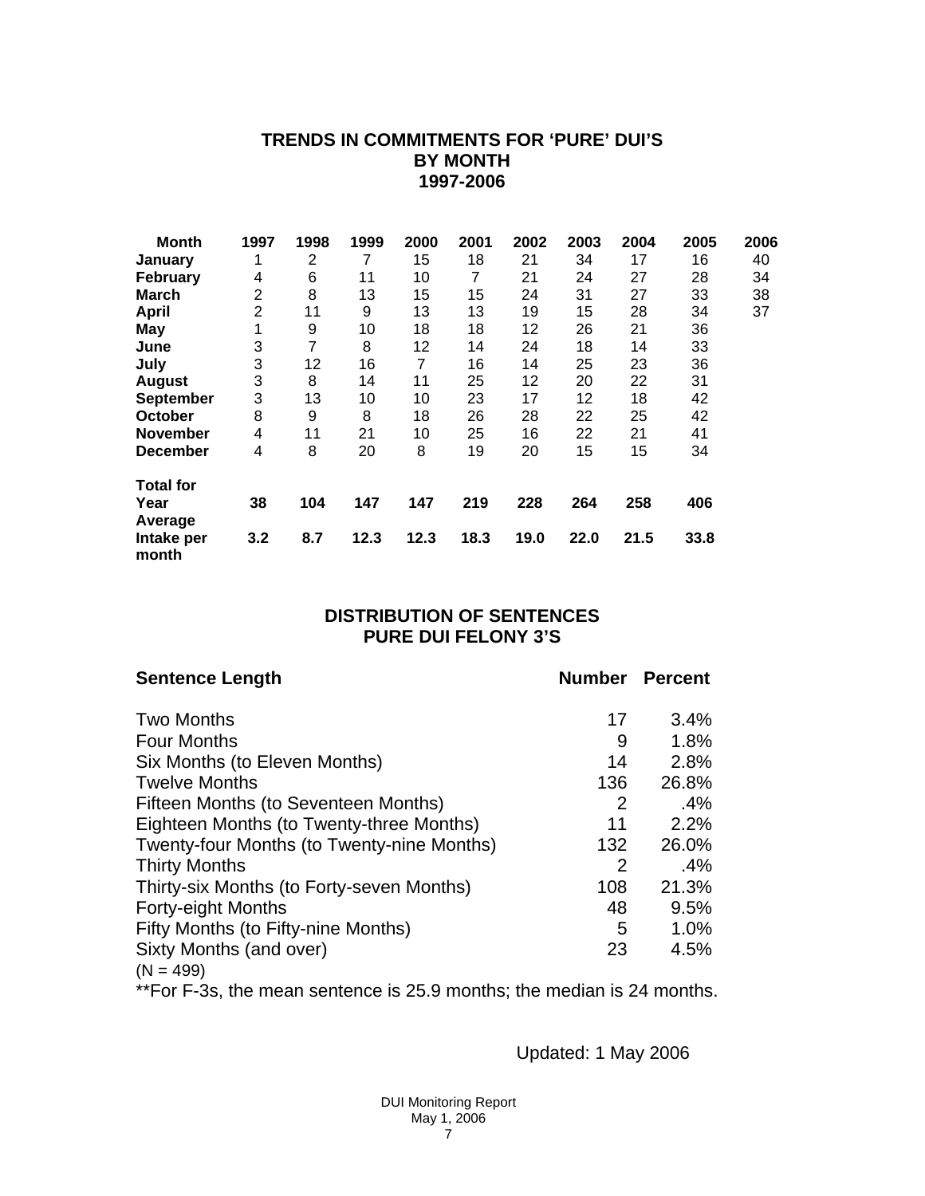## TRENDS IN COMMITMENTS FOR 'PURE' DUI'S BY MONTH 1997-2006

| Month | 1997 | 1998 | 1999 | 2000 | 2001 | 2002 | 2003 | 2004 | 2005 | 2006 |
|---|---|---|---|---|---|---|---|---|---|---|
| **January** | 1 | 2 | 7 | 15 | 18 | 21 | 34 | 17 | 16 | 40 |
| **February** | 4 | 6 | 11 | 10 | 7 | 21 | 24 | 27 | 28 | 34 |
| **March** | 2 | 8 | 13 | 15 | 15 | 24 | 31 | 27 | 33 | 38 |
| **April** | 2 | 11 | 9 | 13 | 13 | 19 | 15 | 28 | 34 | 37 |
| **May** | 1 | 9 | 10 | 18 | 18 | 12 | 26 | 21 | 36 | |
| **June** | 3 | 7 | 8 | 12 | 14 | 24 | 18 | 14 | 33 | |
| **July** | 3 | 12 | 16 | 7 | 16 | 14 | 25 | 23 | 36 | |
| **August** | 3 | 8 | 14 | 11 | 25 | 12 | 20 | 22 | 31 | |
| **September** | 3 | 13 | 10 | 10 | 23 | 17 | 12 | 18 | 42 | |
| **October** | 8 | 9 | 8 | 18 | 26 | 28 | 22 | 25 | 42 | |
| **November** | 4 | 11 | 21 | 10 | 25 | 16 | 22 | 21 | 41 | |
| **December** | 4 | 8 | 20 | 8 | 19 | 20 | 15 | 15 | 34 | |
| **Total for Year** | **38** | **104** | **147** | **147** | **219** | **228** | **264** | **258** | **406** | |
| **Average Intake per month** | **3.2** | **8.7** | **12.3** | **12.3** | **18.3** | **19.0** | **22.0** | **21.5** | **33.8** | |

## DISTRIBUTION OF SENTENCES PURE DUI FELONY 3'S

| **Sentence Length** | **Number** | **Percent** |
|---|---|---|
| Two Months | 17 | 3.4% |
| Four Months | 9 | 1.8% |
| Six Months (to Eleven Months) | 14 | 2.8% |
| Twelve Months | 136 | 26.8% |
| Fifteen Months (to Seventeen Months) | 2 | .4% |
| Eighteen Months (to Twenty-three Months) | 11 | 2.2% |
| Twenty-four Months (to Twenty-nine Months) | 132 | 26.0% |
| Thirty Months | 2 | .4% |
| Thirty-six Months (to Forty-seven Months) | 108 | 21.3% |
| Forty-eight Months | 48 | 9.5% |
| Fifty Months (to Fifty-nine Months) | 5 | 1.0% |
| Sixty Months (and over) | 23 | 4.5% |

(N = 499)

**For F-3s, the mean sentence is 25.9 months; the median is 24 months.

Updated: 1 May 2006